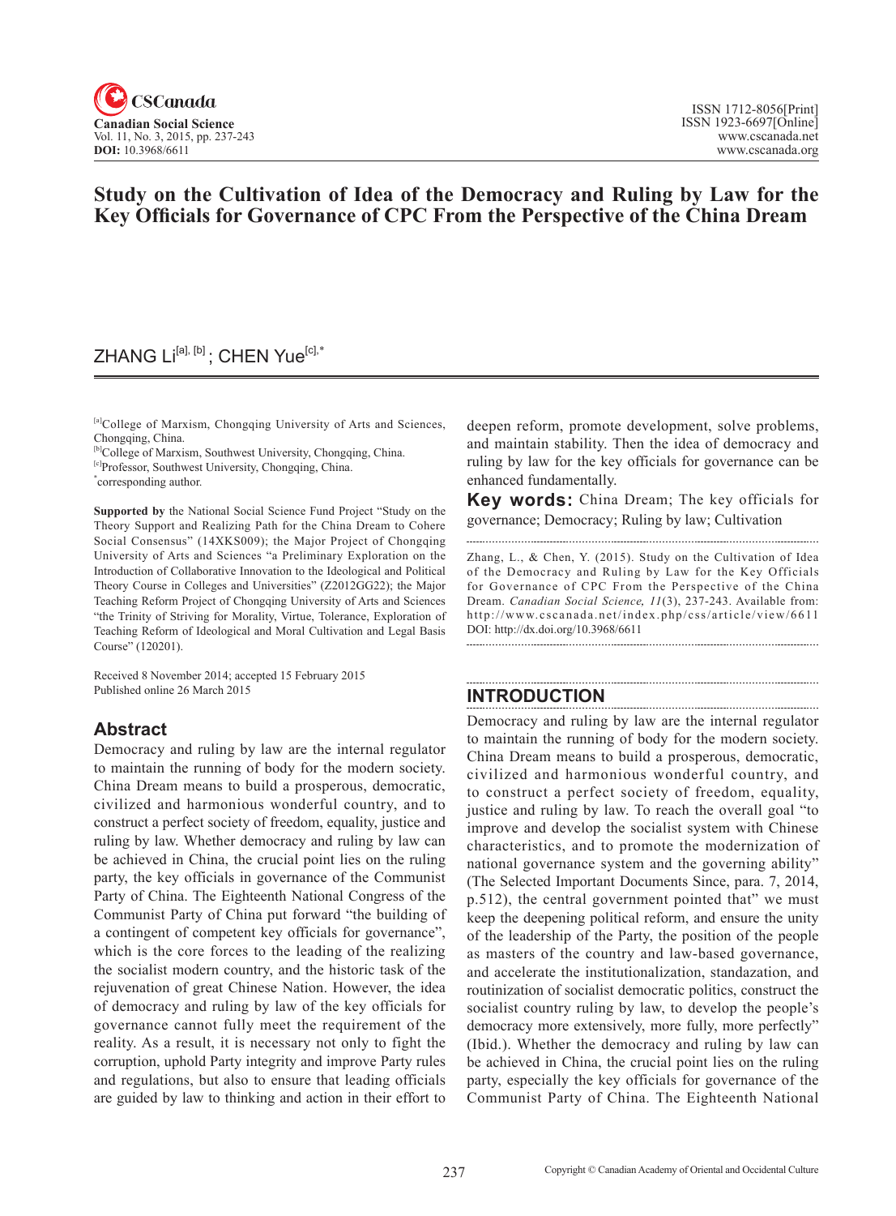# Study on the Cultivation of Idea of the Democracy and Ruling by Law for the Key Officials for Governance of CPC From the Perspective of the China Dream

ZHANG Li[a], [b]; CHEN Yue[c],*

[a]College of Marxism, Chongqing University of Arts and Sciences, Chongqing, China.
[b]College of Marxism, Southwest University, Chongqing, China.
[c]Professor, Southwest University, Chongqing, China.
*corresponding author.

**Supported by** the National Social Science Fund Project "Study on the Theory Support and Realizing Path for the China Dream to Cohere Social Consensus" (14XKS009); the Major Project of Chongqing University of Arts and Sciences "a Preliminary Exploration on the Introduction of Collaborative Innovation to the Ideological and Political Theory Course in Colleges and Universities" (Z2012GG22); the Major Teaching Reform Project of Chongqing University of Arts and Sciences "the Trinity of Striving for Morality, Virtue, Tolerance, Exploration of Teaching Reform of Ideological and Moral Cultivation and Legal Basis Course" (120201).

Received 8 November 2014; accepted 15 February 2015
Published online 26 March 2015

## Abstract

Democracy and ruling by law are the internal regulator to maintain the running of body for the modern society. China Dream means to build a prosperous, democratic, civilized and harmonious wonderful country, and to construct a perfect society of freedom, equality, justice and ruling by law. Whether democracy and ruling by law can be achieved in China, the crucial point lies on the ruling party, the key officials in governance of the Communist Party of China. The Eighteenth National Congress of the Communist Party of China put forward "the building of a contingent of competent key officials for governance", which is the core forces to the leading of the realizing the socialist modern country, and the historic task of the rejuvenation of great Chinese Nation. However, the idea of democracy and ruling by law of the key officials for governance cannot fully meet the requirement of the reality. As a result, it is necessary not only to fight the corruption, uphold Party integrity and improve Party rules and regulations, but also to ensure that leading officials are guided by law to thinking and action in their effort to deepen reform, promote development, solve problems, and maintain stability. Then the idea of democracy and ruling by law for the key officials for governance can be enhanced fundamentally.

**Key words:** China Dream; The key officials for governance; Democracy; Ruling by law; Cultivation

Zhang, L., & Chen, Y. (2015). Study on the Cultivation of Idea of the Democracy and Ruling by Law for the Key Officials for Governance of CPC From the Perspective of the China Dream. *Canadian Social Science, 11*(3), 237-243. Available from: http://www.cscanada.net/index.php/css/article/view/6611
DOI: http://dx.doi.org/10.3968/6611

## INTRODUCTION

Democracy and ruling by law are the internal regulator to maintain the running of body for the modern society. China Dream means to build a prosperous, democratic, civilized and harmonious wonderful country, and to construct a perfect society of freedom, equality, justice and ruling by law. To reach the overall goal "to improve and develop the socialist system with Chinese characteristics, and to promote the modernization of national governance system and the governing ability" (The Selected Important Documents Since, para. 7, 2014, p.512), the central government pointed that" we must keep the deepening political reform, and ensure the unity of the leadership of the Party, the position of the people as masters of the country and law-based governance, and accelerate the institutionalization, standazation, and routinization of socialist democratic politics, construct the socialist country ruling by law, to develop the people's democracy more extensively, more fully, more perfectly" (Ibid.). Whether the democracy and ruling by law can be achieved in China, the crucial point lies on the ruling party, especially the key officials for governance of the Communist Party of China. The Eighteenth National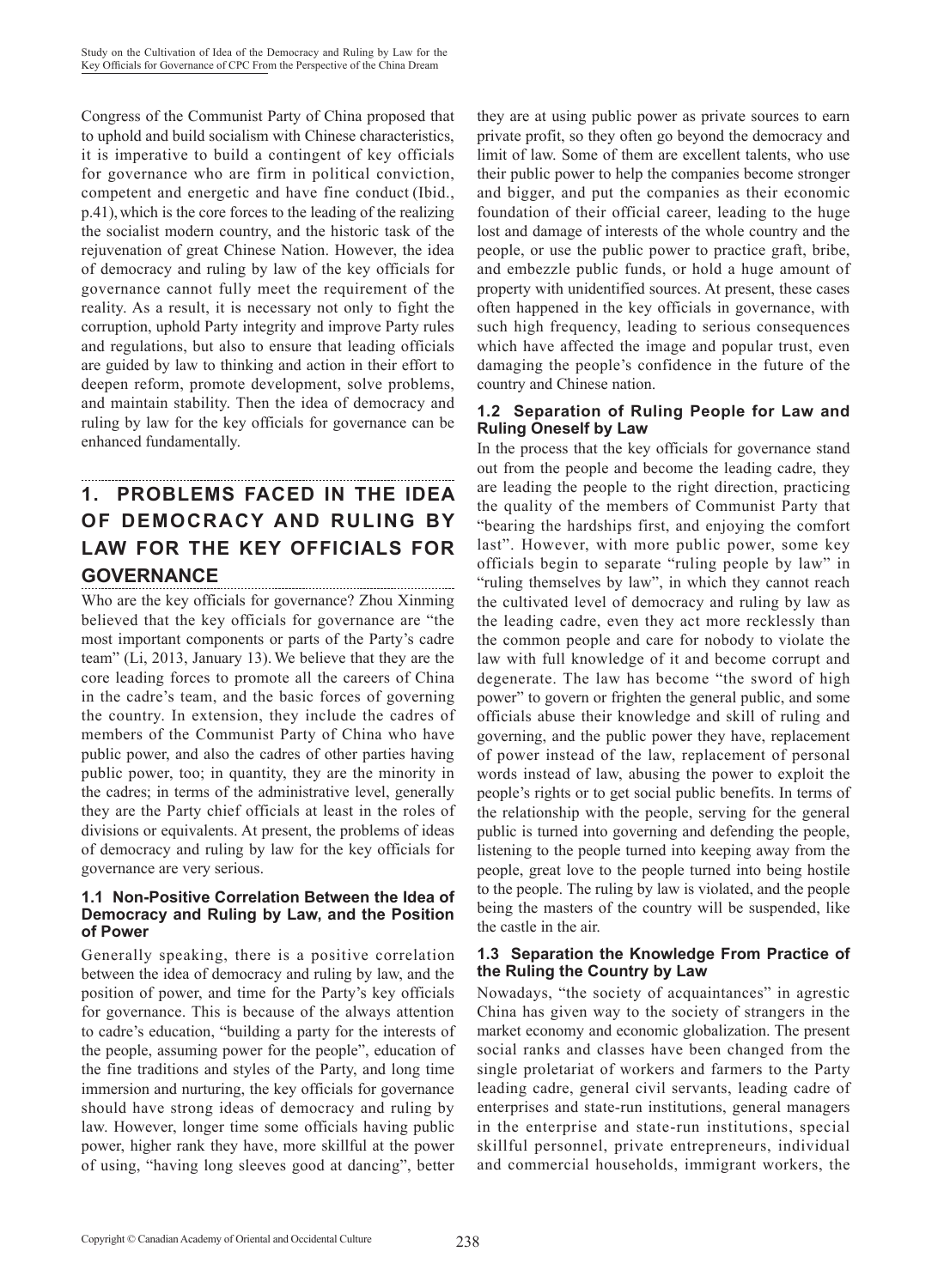Congress of the Communist Party of China proposed that to uphold and build socialism with Chinese characteristics, it is imperative to build a contingent of key officials for governance who are firm in political conviction, competent and energetic and have fine conduct (Ibid., p.41), which is the core forces to the leading of the realizing the socialist modern country, and the historic task of the rejuvenation of great Chinese Nation. However, the idea of democracy and ruling by law of the key officials for governance cannot fully meet the requirement of the reality. As a result, it is necessary not only to fight the corruption, uphold Party integrity and improve Party rules and regulations, but also to ensure that leading officials are guided by law to thinking and action in their effort to deepen reform, promote development, solve problems, and maintain stability. Then the idea of democracy and ruling by law for the key officials for governance can be enhanced fundamentally.

## 1. PROBLEMS FACED IN THE IDEA OF DEMOCRACY AND RULING BY LAW FOR THE KEY OFFICIALS FOR GOVERNANCE

Who are the key officials for governance? Zhou Xinming believed that the key officials for governance are "the most important components or parts of the Party's cadre team" (Li, 2013, January 13). We believe that they are the core leading forces to promote all the careers of China in the cadre's team, and the basic forces of governing the country. In extension, they include the cadres of members of the Communist Party of China who have public power, and also the cadres of other parties having public power, too; in quantity, they are the minority in the cadres; in terms of the administrative level, generally they are the Party chief officials at least in the roles of divisions or equivalents. At present, the problems of ideas of democracy and ruling by law for the key officials for governance are very serious.

### 1.1 Non-Positive Correlation Between the Idea of Democracy and Ruling by Law, and the Position of Power

Generally speaking, there is a positive correlation between the idea of democracy and ruling by law, and the position of power, and time for the Party's key officials for governance. This is because of the always attention to cadre's education, "building a party for the interests of the people, assuming power for the people", education of the fine traditions and styles of the Party, and long time immersion and nurturing, the key officials for governance should have strong ideas of democracy and ruling by law. However, longer time some officials having public power, higher rank they have, more skillful at the power of using, "having long sleeves good at dancing", better they are at using public power as private sources to earn private profit, so they often go beyond the democracy and limit of law. Some of them are excellent talents, who use their public power to help the companies become stronger and bigger, and put the companies as their economic foundation of their official career, leading to the huge lost and damage of interests of the whole country and the people, or use the public power to practice graft, bribe, and embezzle public funds, or hold a huge amount of property with unidentified sources. At present, these cases often happened in the key officials in governance, with such high frequency, leading to serious consequences which have affected the image and popular trust, even damaging the people's confidence in the future of the country and Chinese nation.

### 1.2 Separation of Ruling People for Law and Ruling Oneself by Law

In the process that the key officials for governance stand out from the people and become the leading cadre, they are leading the people to the right direction, practicing the quality of the members of Communist Party that "bearing the hardships first, and enjoying the comfort last". However, with more public power, some key officials begin to separate "ruling people by law" in "ruling themselves by law", in which they cannot reach the cultivated level of democracy and ruling by law as the leading cadre, even they act more recklessly than the common people and care for nobody to violate the law with full knowledge of it and become corrupt and degenerate. The law has become "the sword of high power" to govern or frighten the general public, and some officials abuse their knowledge and skill of ruling and governing, and the public power they have, replacement of power instead of the law, replacement of personal words instead of law, abusing the power to exploit the people's rights or to get social public benefits. In terms of the relationship with the people, serving for the general public is turned into governing and defending the people, listening to the people turned into keeping away from the people, great love to the people turned into being hostile to the people. The ruling by law is violated, and the people being the masters of the country will be suspended, like the castle in the air.

### 1.3 Separation the Knowledge From Practice of the Ruling the Country by Law

Nowadays, "the society of acquaintances" in agrestic China has given way to the society of strangers in the market economy and economic globalization. The present social ranks and classes have been changed from the single proletariat of workers and farmers to the Party leading cadre, general civil servants, leading cadre of enterprises and state-run institutions, general managers in the enterprise and state-run institutions, special skillful personnel, private entrepreneurs, individual and commercial households, immigrant workers, the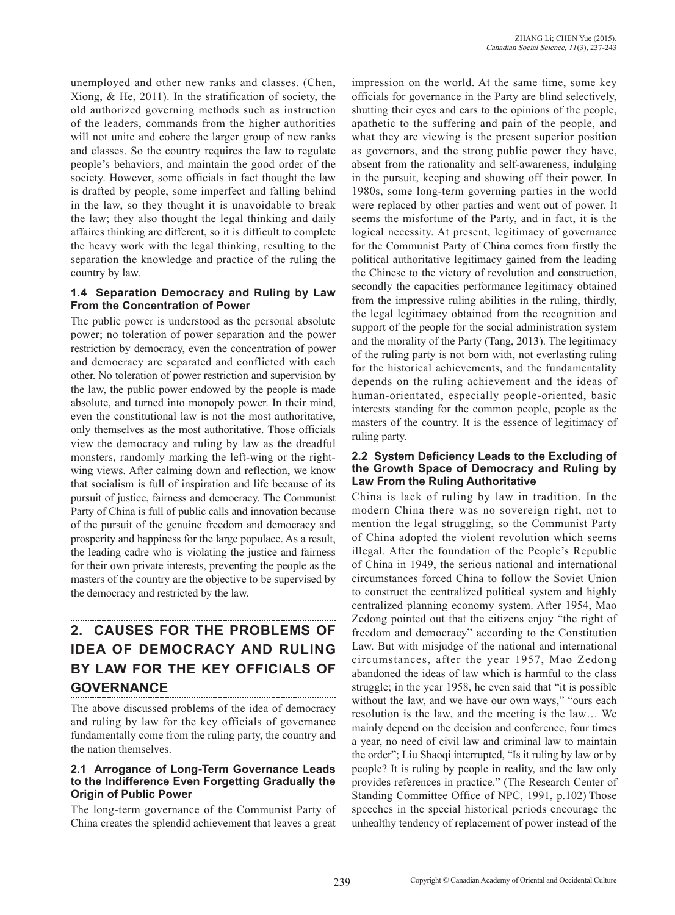unemployed and other new ranks and classes. (Chen, Xiong, & He, 2011). In the stratification of society, the old authorized governing methods such as instruction of the leaders, commands from the higher authorities will not unite and cohere the larger group of new ranks and classes. So the country requires the law to regulate people's behaviors, and maintain the good order of the society. However, some officials in fact thought the law is drafted by people, some imperfect and falling behind in the law, so they thought it is unavoidable to break the law; they also thought the legal thinking and daily affaires thinking are different, so it is difficult to complete the heavy work with the legal thinking, resulting to the separation the knowledge and practice of the ruling the country by law.

### 1.4 Separation Democracy and Ruling by Law From the Concentration of Power

The public power is understood as the personal absolute power; no toleration of power separation and the power restriction by democracy, even the concentration of power and democracy are separated and conflicted with each other. No toleration of power restriction and supervision by the law, the public power endowed by the people is made absolute, and turned into monopoly power. In their mind, even the constitutional law is not the most authoritative, only themselves as the most authoritative. Those officials view the democracy and ruling by law as the dreadful monsters, randomly marking the left-wing or the right-wing views. After calming down and reflection, we know that socialism is full of inspiration and life because of its pursuit of justice, fairness and democracy. The Communist Party of China is full of public calls and innovation because of the pursuit of the genuine freedom and democracy and prosperity and happiness for the large populace. As a result, the leading cadre who is violating the justice and fairness for their own private interests, preventing the people as the masters of the country are the objective to be supervised by the democracy and restricted by the law.

## 2. CAUSES FOR THE PROBLEMS OF IDEA OF DEMOCRACY AND RULING BY LAW FOR THE KEY OFFICIALS OF GOVERNANCE

The above discussed problems of the idea of democracy and ruling by law for the key officials of governance fundamentally come from the ruling party, the country and the nation themselves.

### 2.1 Arrogance of Long-Term Governance Leads to the Indifference Even Forgetting Gradually the Origin of Public Power

The long-term governance of the Communist Party of China creates the splendid achievement that leaves a great impression on the world. At the same time, some key officials for governance in the Party are blind selectively, shutting their eyes and ears to the opinions of the people, apathetic to the suffering and pain of the people, and what they are viewing is the present superior position as governors, and the strong public power they have, absent from the rationality and self-awareness, indulging in the pursuit, keeping and showing off their power. In 1980s, some long-term governing parties in the world were replaced by other parties and went out of power. It seems the misfortune of the Party, and in fact, it is the logical necessity. At present, legitimacy of governance for the Communist Party of China comes from firstly the political authoritative legitimacy gained from the leading the Chinese to the victory of revolution and construction, secondly the capacities performance legitimacy obtained from the impressive ruling abilities in the ruling, thirdly, the legal legitimacy obtained from the recognition and support of the people for the social administration system and the morality of the Party (Tang, 2013). The legitimacy of the ruling party is not born with, not everlasting ruling for the historical achievements, and the fundamentality depends on the ruling achievement and the ideas of human-orientated, especially people-oriented, basic interests standing for the common people, people as the masters of the country. It is the essence of legitimacy of ruling party.

### 2.2 System Deficiency Leads to the Excluding of the Growth Space of Democracy and Ruling by Law From the Ruling Authoritative

China is lack of ruling by law in tradition. In the modern China there was no sovereign right, not to mention the legal struggling, so the Communist Party of China adopted the violent revolution which seems illegal. After the foundation of the People's Republic of China in 1949, the serious national and international circumstances forced China to follow the Soviet Union to construct the centralized political system and highly centralized planning economy system. After 1954, Mao Zedong pointed out that the citizens enjoy "the right of freedom and democracy" according to the Constitution Law. But with misjudge of the national and international circumstances, after the year 1957, Mao Zedong abandoned the ideas of law which is harmful to the class struggle; in the year 1958, he even said that "it is possible without the law, and we have our own ways," "ours each resolution is the law, and the meeting is the law… We mainly depend on the decision and conference, four times a year, no need of civil law and criminal law to maintain the order"; Liu Shaoqi interrupted, "Is it ruling by law or by people? It is ruling by people in reality, and the law only provides references in practice." (The Research Center of Standing Committee Office of NPC, 1991, p.102) Those speeches in the special historical periods encourage the unhealthy tendency of replacement of power instead of the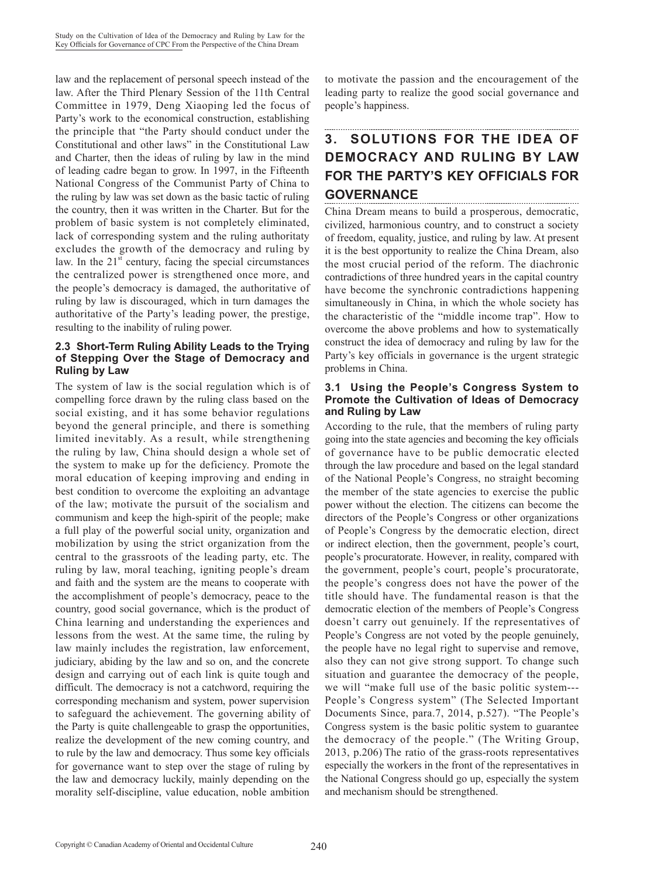law and the replacement of personal speech instead of the law. After the Third Plenary Session of the 11th Central Committee in 1979, Deng Xiaoping led the focus of Party's work to the economical construction, establishing the principle that "the Party should conduct under the Constitutional and other laws" in the Constitutional Law and Charter, then the ideas of ruling by law in the mind of leading cadre began to grow. In 1997, in the Fifteenth National Congress of the Communist Party of China to the ruling by law was set down as the basic tactic of ruling the country, then it was written in the Charter. But for the problem of basic system is not completely eliminated, lack of corresponding system and the ruling authoritaty excludes the growth of the democracy and ruling by law. In the 21st century, facing the special circumstances the centralized power is strengthened once more, and the people's democracy is damaged, the authoritative of ruling by law is discouraged, which in turn damages the authoritative of the Party's leading power, the prestige, resulting to the inability of ruling power.

### 2.3 Short-Term Ruling Ability Leads to the Trying of Stepping Over the Stage of Democracy and Ruling by Law

The system of law is the social regulation which is of compelling force drawn by the ruling class based on the social existing, and it has some behavior regulations beyond the general principle, and there is something limited inevitably. As a result, while strengthening the ruling by law, China should design a whole set of the system to make up for the deficiency. Promote the moral education of keeping improving and ending in best condition to overcome the exploiting an advantage of the law; motivate the pursuit of the socialism and communism and keep the high-spirit of the people; make a full play of the powerful social unity, organization and mobilization by using the strict organization from the central to the grassroots of the leading party, etc. The ruling by law, moral teaching, igniting people's dream and faith and the system are the means to cooperate with the accomplishment of people's democracy, peace to the country, good social governance, which is the product of China learning and understanding the experiences and lessons from the west. At the same time, the ruling by law mainly includes the registration, law enforcement, judiciary, abiding by the law and so on, and the concrete design and carrying out of each link is quite tough and difficult. The democracy is not a catchword, requiring the corresponding mechanism and system, power supervision to safeguard the achievement. The governing ability of the Party is quite challengeable to grasp the opportunities, realize the development of the new coming country, and to rule by the law and democracy. Thus some key officials for governance want to step over the stage of ruling by the law and democracy luckily, mainly depending on the morality self-discipline, value education, noble ambition to motivate the passion and the encouragement of the leading party to realize the good social governance and people's happiness.

## 3. SOLUTIONS FOR THE IDEA OF DEMOCRACY AND RULING BY LAW FOR THE PARTY'S KEY OFFICIALS FOR GOVERNANCE

China Dream means to build a prosperous, democratic, civilized, harmonious country, and to construct a society of freedom, equality, justice, and ruling by law. At present it is the best opportunity to realize the China Dream, also the most crucial period of the reform. The diachronic contradictions of three hundred years in the capital country have become the synchronic contradictions happening simultaneously in China, in which the whole society has the characteristic of the "middle income trap". How to overcome the above problems and how to systematically construct the idea of democracy and ruling by law for the Party's key officials in governance is the urgent strategic problems in China.

### 3.1 Using the People's Congress System to Promote the Cultivation of Ideas of Democracy and Ruling by Law

According to the rule, that the members of ruling party going into the state agencies and becoming the key officials of governance have to be public democratic elected through the law procedure and based on the legal standard of the National People's Congress, no straight becoming the member of the state agencies to exercise the public power without the election. The citizens can become the directors of the People's Congress or other organizations of People's Congress by the democratic election, direct or indirect election, then the government, people's court, people's procuratorate. However, in reality, compared with the government, people's court, people's procuratorate, the people's congress does not have the power of the title should have. The fundamental reason is that the democratic election of the members of People's Congress doesn't carry out genuinely. If the representatives of People's Congress are not voted by the people genuinely, the people have no legal right to supervise and remove, also they can not give strong support. To change such situation and guarantee the democracy of the people, we will "make full use of the basic politic system---People's Congress system" (The Selected Important Documents Since, para.7, 2014, p.527). "The People's Congress system is the basic politic system to guarantee the democracy of the people." (The Writing Group, 2013, p.206) The ratio of the grass-roots representatives especially the workers in the front of the representatives in the National Congress should go up, especially the system and mechanism should be strengthened.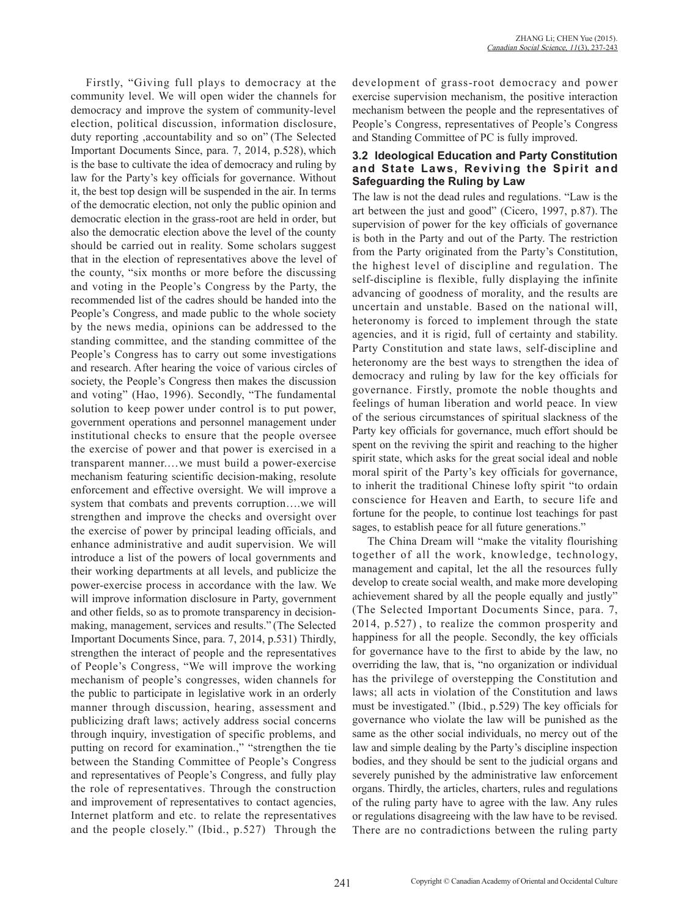Firstly, "Giving full plays to democracy at the community level. We will open wider the channels for democracy and improve the system of community-level election, political discussion, information disclosure, duty reporting ,accountability and so on" (The Selected Important Documents Since, para. 7, 2014, p.528), which is the base to cultivate the idea of democracy and ruling by law for the Party's key officials for governance. Without it, the best top design will be suspended in the air. In terms of the democratic election, not only the public opinion and democratic election in the grass-root are held in order, but also the democratic election above the level of the county should be carried out in reality. Some scholars suggest that in the election of representatives above the level of the county, "six months or more before the discussing and voting in the People's Congress by the Party, the recommended list of the cadres should be handed into the People's Congress, and made public to the whole society by the news media, opinions can be addressed to the standing committee, and the standing committee of the People's Congress has to carry out some investigations and research. After hearing the voice of various circles of society, the People's Congress then makes the discussion and voting" (Hao, 1996). Secondly, "The fundamental solution to keep power under control is to put power, government operations and personnel management under institutional checks to ensure that the people oversee the exercise of power and that power is exercised in a transparent manner.…we must build a power-exercise mechanism featuring scientific decision-making, resolute enforcement and effective oversight. We will improve a system that combats and prevents corruption….we will strengthen and improve the checks and oversight over the exercise of power by principal leading officials, and enhance administrative and audit supervision. We will introduce a list of the powers of local governments and their working departments at all levels, and publicize the power-exercise process in accordance with the law. We will improve information disclosure in Party, government and other fields, so as to promote transparency in decision-making, management, services and results." (The Selected Important Documents Since, para. 7, 2014, p.531) Thirdly, strengthen the interact of people and the representatives of People's Congress, "We will improve the working mechanism of people's congresses, widen channels for the public to participate in legislative work in an orderly manner through discussion, hearing, assessment and publicizing draft laws; actively address social concerns through inquiry, investigation of specific problems, and putting on record for examination.," "strengthen the tie between the Standing Committee of People's Congress and representatives of People's Congress, and fully play the role of representatives. Through the construction and improvement of representatives to contact agencies, Internet platform and etc. to relate the representatives and the people closely." (Ibid., p.527) Through the development of grass-root democracy and power exercise supervision mechanism, the positive interaction mechanism between the people and the representatives of People's Congress, representatives of People's Congress and Standing Committee of PC is fully improved.

### 3.2 Ideological Education and Party Constitution and State Laws, Reviving the Spirit and Safeguarding the Ruling by Law

The law is not the dead rules and regulations. "Law is the art between the just and good" (Cicero, 1997, p.87). The supervision of power for the key officials of governance is both in the Party and out of the Party. The restriction from the Party originated from the Party's Constitution, the highest level of discipline and regulation. The self-discipline is flexible, fully displaying the infinite advancing of goodness of morality, and the results are uncertain and unstable. Based on the national will, heteronomy is forced to implement through the state agencies, and it is rigid, full of certainty and stability. Party Constitution and state laws, self-discipline and heteronomy are the best ways to strengthen the idea of democracy and ruling by law for the key officials for governance. Firstly, promote the noble thoughts and feelings of human liberation and world peace. In view of the serious circumstances of spiritual slackness of the Party key officials for governance, much effort should be spent on the reviving the spirit and reaching to the higher spirit state, which asks for the great social ideal and noble moral spirit of the Party's key officials for governance, to inherit the traditional Chinese lofty spirit "to ordain conscience for Heaven and Earth, to secure life and fortune for the people, to continue lost teachings for past sages, to establish peace for all future generations."

The China Dream will "make the vitality flourishing together of all the work, knowledge, technology, management and capital, let the all the resources fully develop to create social wealth, and make more developing achievement shared by all the people equally and justly" (The Selected Important Documents Since, para. 7, 2014, p.527) , to realize the common prosperity and happiness for all the people. Secondly, the key officials for governance have to the first to abide by the law, no overriding the law, that is, "no organization or individual has the privilege of overstepping the Constitution and laws; all acts in violation of the Constitution and laws must be investigated." (Ibid., p.529) The key officials for governance who violate the law will be punished as the same as the other social individuals, no mercy out of the law and simple dealing by the Party's discipline inspection bodies, and they should be sent to the judicial organs and severely punished by the administrative law enforcement organs. Thirdly, the articles, charters, rules and regulations of the ruling party have to agree with the law. Any rules or regulations disagreeing with the law have to be revised. There are no contradictions between the ruling party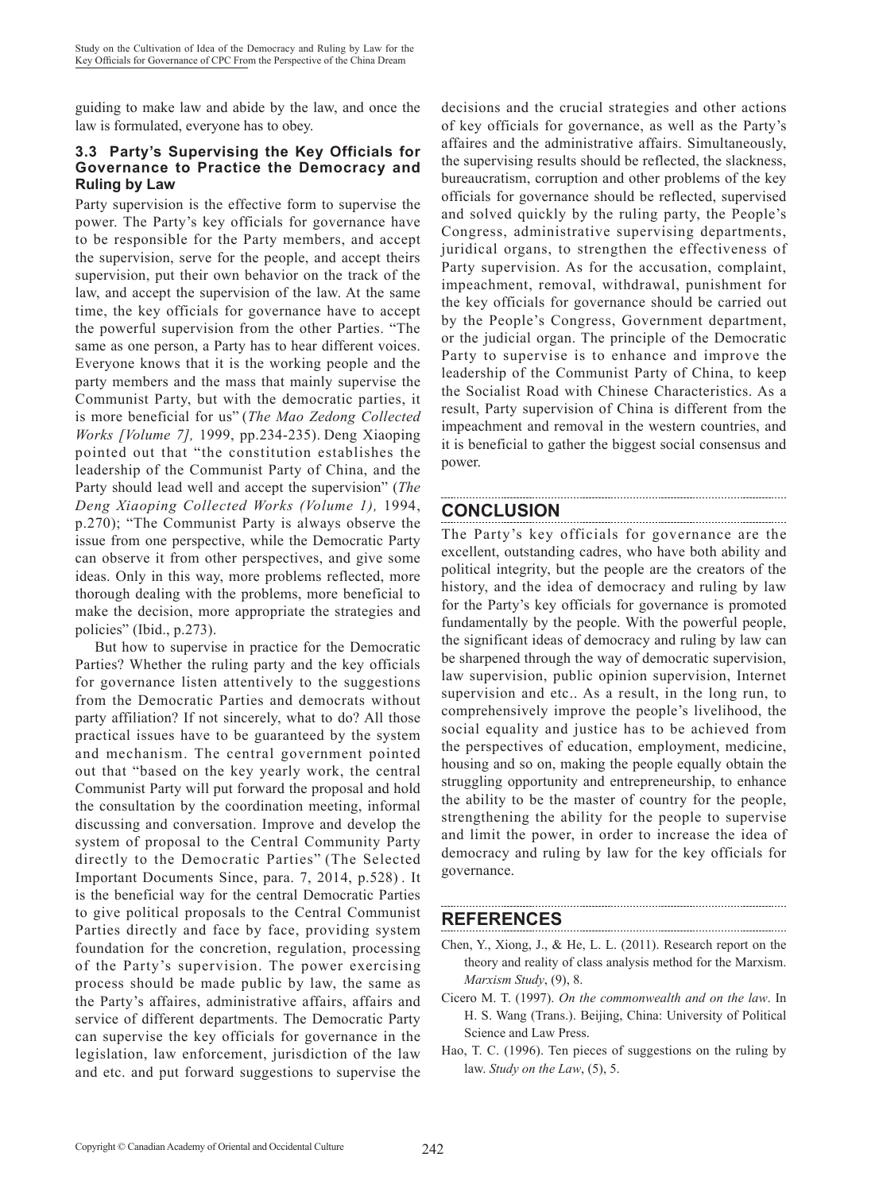guiding to make law and abide by the law, and once the law is formulated, everyone has to obey.

### 3.3 Party's Supervising the Key Officials for Governance to Practice the Democracy and Ruling by Law

Party supervision is the effective form to supervise the power. The Party's key officials for governance have to be responsible for the Party members, and accept the supervision, serve for the people, and accept theirs supervision, put their own behavior on the track of the law, and accept the supervision of the law. At the same time, the key officials for governance have to accept the powerful supervision from the other Parties. "The same as one person, a Party has to hear different voices. Everyone knows that it is the working people and the party members and the mass that mainly supervise the Communist Party, but with the democratic parties, it is more beneficial for us" (*The Mao Zedong Collected Works [Volume 7],* 1999, pp.234-235). Deng Xiaoping pointed out that "the constitution establishes the leadership of the Communist Party of China, and the Party should lead well and accept the supervision" (*The Deng Xiaoping Collected Works (Volume 1),* 1994, p.270); "The Communist Party is always observe the issue from one perspective, while the Democratic Party can observe it from other perspectives, and give some ideas. Only in this way, more problems reflected, more thorough dealing with the problems, more beneficial to make the decision, more appropriate the strategies and policies" (Ibid., p.273).

But how to supervise in practice for the Democratic Parties? Whether the ruling party and the key officials for governance listen attentively to the suggestions from the Democratic Parties and democrats without party affiliation? If not sincerely, what to do? All those practical issues have to be guaranteed by the system and mechanism. The central government pointed out that "based on the key yearly work, the central Communist Party will put forward the proposal and hold the consultation by the coordination meeting, informal discussing and conversation. Improve and develop the system of proposal to the Central Community Party directly to the Democratic Parties" (The Selected Important Documents Since, para. 7, 2014, p.528) . It is the beneficial way for the central Democratic Parties to give political proposals to the Central Communist Parties directly and face by face, providing system foundation for the concretion, regulation, processing of the Party's supervision. The power exercising process should be made public by law, the same as the Party's affaires, administrative affairs, affairs and service of different departments. The Democratic Party can supervise the key officials for governance in the legislation, law enforcement, jurisdiction of the law and etc. and put forward suggestions to supervise the decisions and the crucial strategies and other actions of key officials for governance, as well as the Party's affaires and the administrative affairs. Simultaneously, the supervising results should be reflected, the slackness, bureaucratism, corruption and other problems of the key officials for governance should be reflected, supervised and solved quickly by the ruling party, the People's Congress, administrative supervising departments, juridical organs, to strengthen the effectiveness of Party supervision. As for the accusation, complaint, impeachment, removal, withdrawal, punishment for the key officials for governance should be carried out by the People's Congress, Government department, or the judicial organ. The principle of the Democratic Party to supervise is to enhance and improve the leadership of the Communist Party of China, to keep the Socialist Road with Chinese Characteristics. As a result, Party supervision of China is different from the impeachment and removal in the western countries, and it is beneficial to gather the biggest social consensus and power.

## CONCLUSION

The Party's key officials for governance are the excellent, outstanding cadres, who have both ability and political integrity, but the people are the creators of the history, and the idea of democracy and ruling by law for the Party's key officials for governance is promoted fundamentally by the people. With the powerful people, the significant ideas of democracy and ruling by law can be sharpened through the way of democratic supervision, law supervision, public opinion supervision, Internet supervision and etc.. As a result, in the long run, to comprehensively improve the people's livelihood, the social equality and justice has to be achieved from the perspectives of education, employment, medicine, housing and so on, making the people equally obtain the struggling opportunity and entrepreneurship, to enhance the ability to be the master of country for the people, strengthening the ability for the people to supervise and limit the power, in order to increase the idea of democracy and ruling by law for the key officials for governance.

## REFERENCES

Chen, Y., Xiong, J., & He, L. L. (2011). Research report on the theory and reality of class analysis method for the Marxism. *Marxism Study*, (9), 8.

Cicero M. T. (1997). *On the commonwealth and on the law*. In H. S. Wang (Trans.). Beijing, China: University of Political Science and Law Press.

Hao, T. C. (1996). Ten pieces of suggestions on the ruling by law. *Study on the Law*, (5), 5.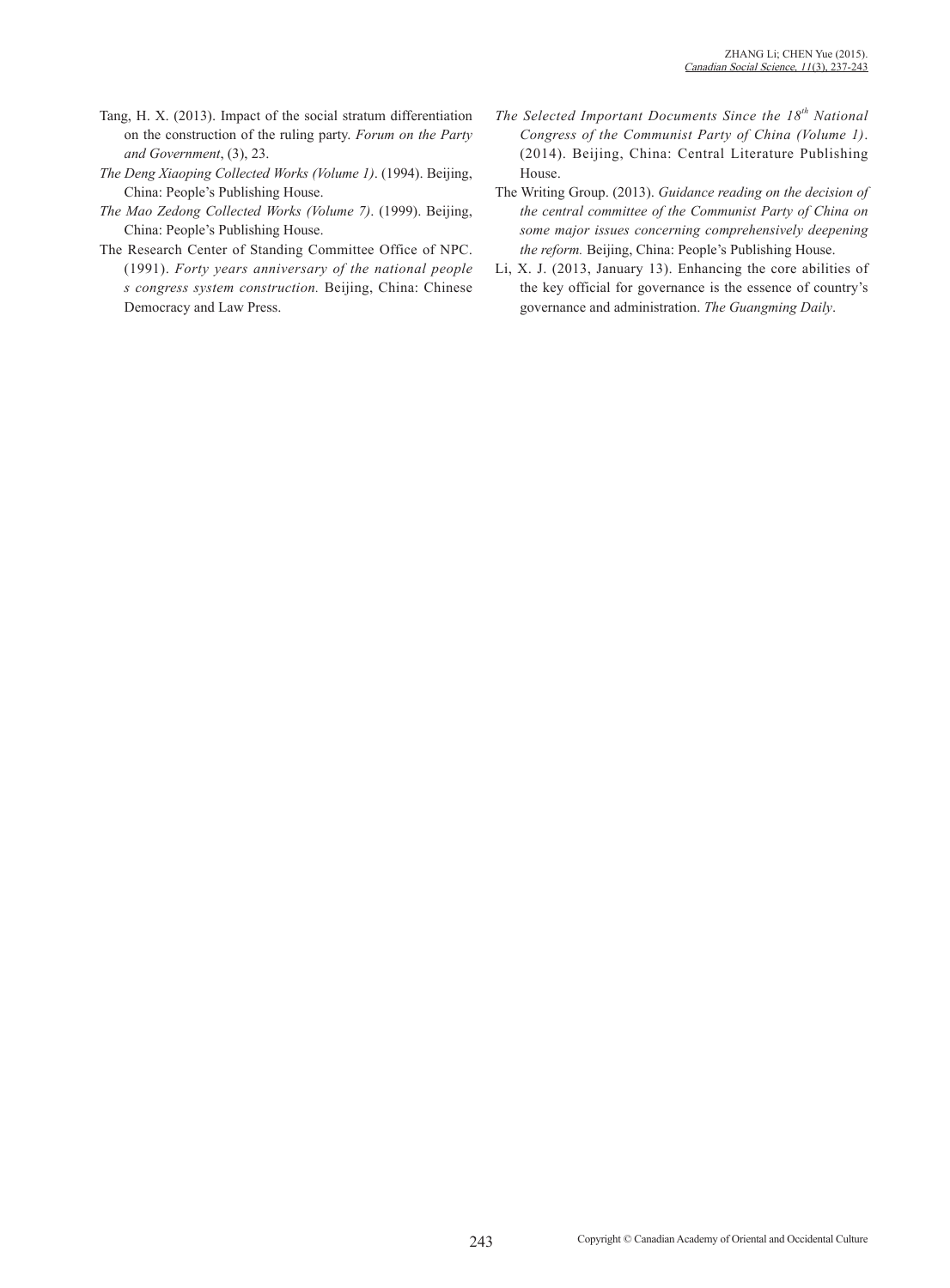Tang, H. X. (2013). Impact of the social stratum differentiation on the construction of the ruling party. *Forum on the Party and Government*, (3), 23.

*The Deng Xiaoping Collected Works (Volume 1)*. (1994). Beijing, China: People's Publishing House.

*The Mao Zedong Collected Works (Volume 7)*. (1999). Beijing, China: People's Publishing House.

The Research Center of Standing Committee Office of NPC. (1991). *Forty years anniversary of the national people s congress system construction.* Beijing, China: Chinese Democracy and Law Press.

*The Selected Important Documents Since the 18th National Congress of the Communist Party of China (Volume 1)*. (2014). Beijing, China: Central Literature Publishing House.

The Writing Group. (2013). *Guidance reading on the decision of the central committee of the Communist Party of China on some major issues concerning comprehensively deepening the reform.* Beijing, China: People's Publishing House.

Li, X. J. (2013, January 13). Enhancing the core abilities of the key official for governance is the essence of country's governance and administration. *The Guangming Daily*.